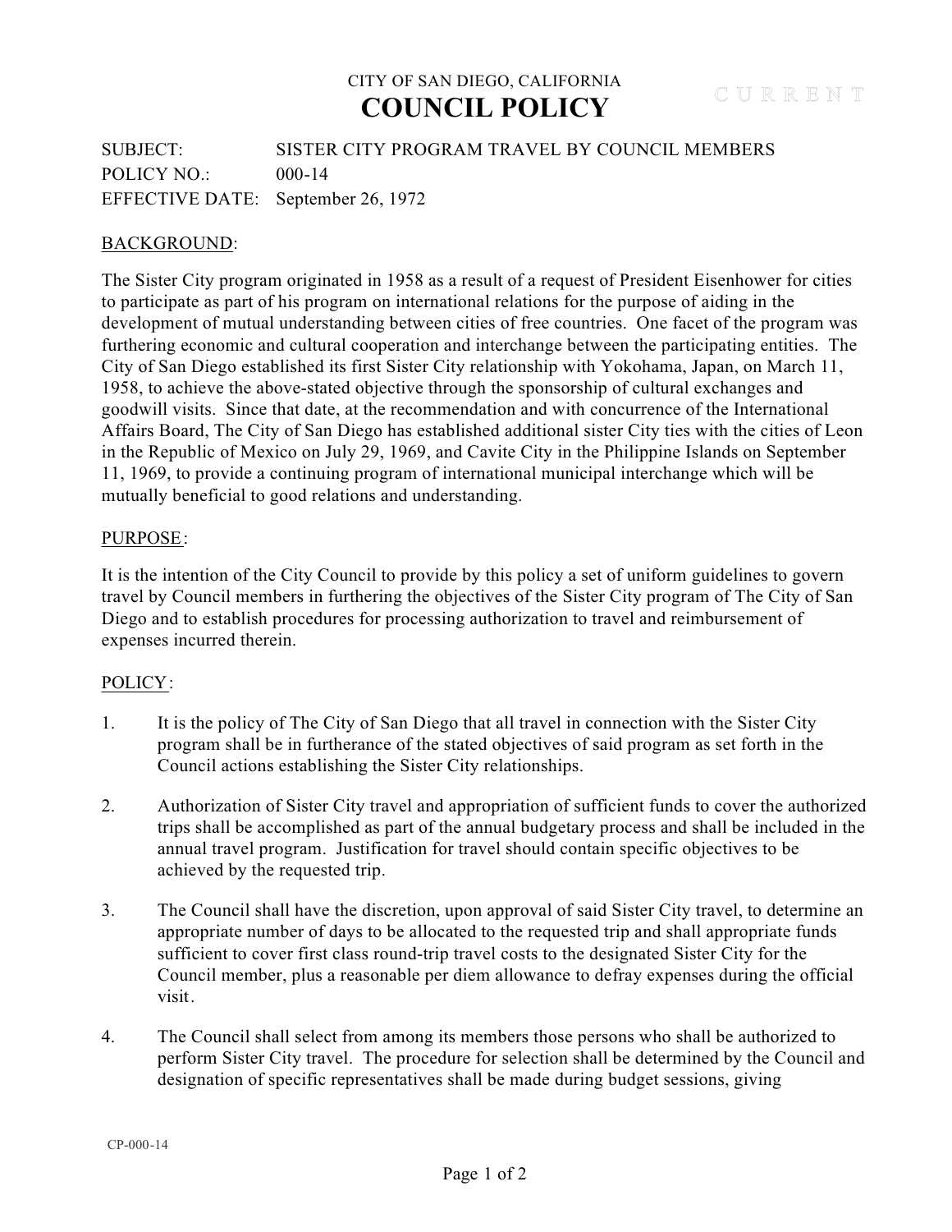CITY OF SAN DIEGO, CALIFORNIA

# COUNCIL POLICY

CURRENT

SUBJECT: SISTER CITY PROGRAM TRAVEL BY COUNCIL MEMBERS
POLICY NO.: 000-14
EFFECTIVE DATE: September 26, 1972

## BACKGROUND:

The Sister City program originated in 1958 as a result of a request of President Eisenhower for cities to participate as part of his program on international relations for the purpose of aiding in the development of mutual understanding between cities of free countries. One facet of the program was furthering economic and cultural cooperation and interchange between the participating entities. The City of San Diego established its first Sister City relationship with Yokohama, Japan, on March 11, 1958, to achieve the above-stated objective through the sponsorship of cultural exchanges and goodwill visits. Since that date, at the recommendation and with concurrence of the International Affairs Board, The City of San Diego has established additional sister City ties with the cities of Leon in the Republic of Mexico on July 29, 1969, and Cavite City in the Philippine Islands on September 11, 1969, to provide a continuing program of international municipal interchange which will be mutually beneficial to good relations and understanding.

## PURPOSE:

It is the intention of the City Council to provide by this policy a set of uniform guidelines to govern travel by Council members in furthering the objectives of the Sister City program of The City of San Diego and to establish procedures for processing authorization to travel and reimbursement of expenses incurred therein.

## POLICY:

1. It is the policy of The City of San Diego that all travel in connection with the Sister City program shall be in furtherance of the stated objectives of said program as set forth in the Council actions establishing the Sister City relationships.

2. Authorization of Sister City travel and appropriation of sufficient funds to cover the authorized trips shall be accomplished as part of the annual budgetary process and shall be included in the annual travel program. Justification for travel should contain specific objectives to be achieved by the requested trip.

3. The Council shall have the discretion, upon approval of said Sister City travel, to determine an appropriate number of days to be allocated to the requested trip and shall appropriate funds sufficient to cover first class round-trip travel costs to the designated Sister City for the Council member, plus a reasonable per diem allowance to defray expenses during the official visit.

4. The Council shall select from among its members those persons who shall be authorized to perform Sister City travel. The procedure for selection shall be determined by the Council and designation of specific representatives shall be made during budget sessions, giving

CP-000-14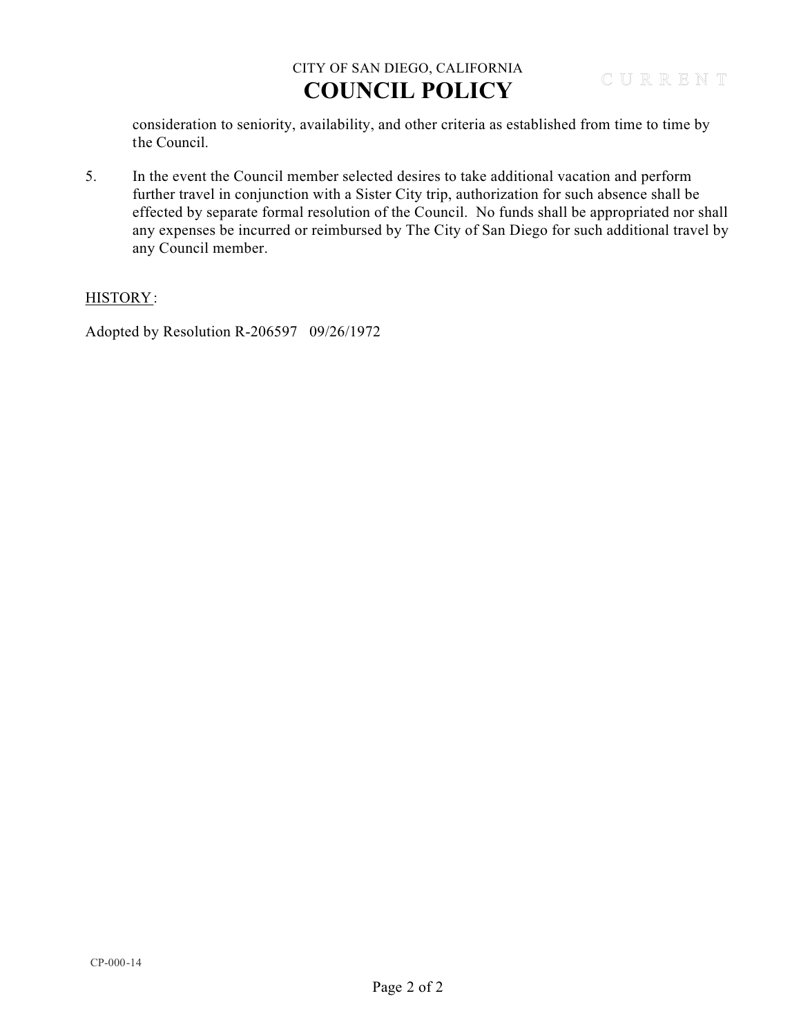consideration to seniority, availability, and other criteria as established from time to time by the Council.

5. In the event the Council member selected desires to take additional vacation and perform further travel in conjunction with a Sister City trip, authorization for such absence shall be effected by separate formal resolution of the Council. No funds shall be appropriated nor shall any expenses be incurred or reimbursed by The City of San Diego for such additional travel by any Council member.

HISTORY:

Adopted by Resolution R-206597 09/26/1972